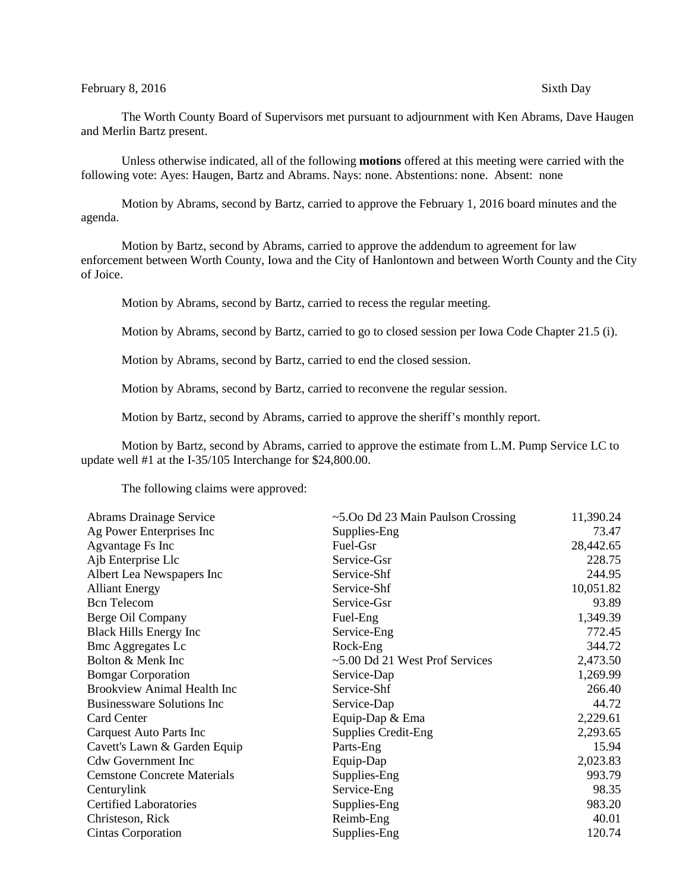February 8, 2016 Sixth Day

The Worth County Board of Supervisors met pursuant to adjournment with Ken Abrams, Dave Haugen and Merlin Bartz present.

Unless otherwise indicated, all of the following **motions** offered at this meeting were carried with the following vote: Ayes: Haugen, Bartz and Abrams. Nays: none. Abstentions: none. Absent: none

Motion by Abrams, second by Bartz, carried to approve the February 1, 2016 board minutes and the agenda.

Motion by Bartz, second by Abrams, carried to approve the addendum to agreement for law enforcement between Worth County, Iowa and the City of Hanlontown and between Worth County and the City of Joice.

Motion by Abrams, second by Bartz, carried to recess the regular meeting.

Motion by Abrams, second by Bartz, carried to go to closed session per Iowa Code Chapter 21.5 (i).

Motion by Abrams, second by Bartz, carried to end the closed session.

Motion by Abrams, second by Bartz, carried to reconvene the regular session.

Motion by Bartz, second by Abrams, carried to approve the sheriff's monthly report.

Motion by Bartz, second by Abrams, carried to approve the estimate from L.M. Pump Service LC to update well #1 at the I-35/105 Interchange for $24,800.00.

The following claims were approved:

| | | |
|---|---|---|
| Abrams Drainage Service | ~5.Oo Dd 23 Main Paulson Crossing | 11,390.24 |
| Ag Power Enterprises Inc | Supplies-Eng | 73.47 |
| Agvantage Fs Inc | Fuel-Gsr | 28,442.65 |
| Ajb Enterprise Llc | Service-Gsr | 228.75 |
| Albert Lea Newspapers Inc | Service-Shf | 244.95 |
| Alliant Energy | Service-Shf | 10,051.82 |
| Bcn Telecom | Service-Gsr | 93.89 |
| Berge Oil Company | Fuel-Eng | 1,349.39 |
| Black Hills Energy Inc | Service-Eng | 772.45 |
| Bmc Aggregates Lc | Rock-Eng | 344.72 |
| Bolton & Menk Inc | ~5.00 Dd 21 West Prof Services | 2,473.50 |
| Bomgar Corporation | Service-Dap | 1,269.99 |
| Brookview Animal Health Inc | Service-Shf | 266.40 |
| Businessware Solutions Inc | Service-Dap | 44.72 |
| Card Center | Equip-Dap & Ema | 2,229.61 |
| Carquest Auto Parts Inc | Supplies Credit-Eng | 2,293.65 |
| Cavett's Lawn & Garden Equip | Parts-Eng | 15.94 |
| Cdw Government Inc | Equip-Dap | 2,023.83 |
| Cemstone Concrete Materials | Supplies-Eng | 993.79 |
| Centurylink | Service-Eng | 98.35 |
| Certified Laboratories | Supplies-Eng | 983.20 |
| Christeson, Rick | Reimb-Eng | 40.01 |
| Cintas Corporation | Supplies-Eng | 120.74 |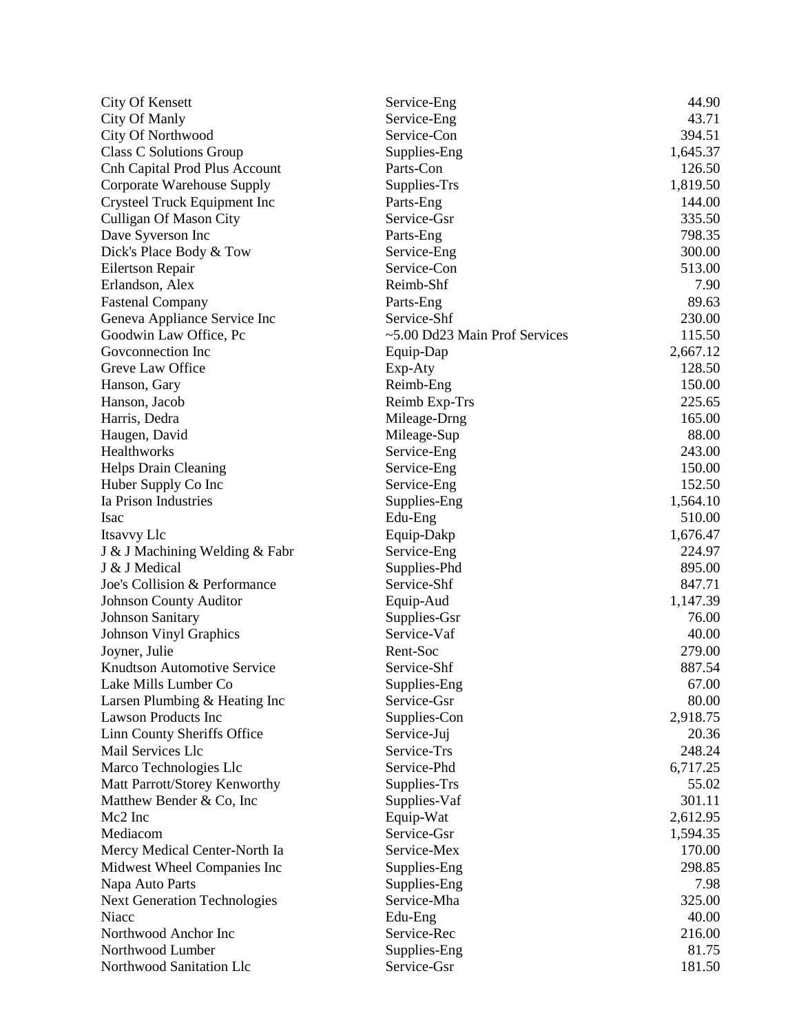| | | |
|---|---|---|
| City Of Kensett | Service-Eng | 44.90 |
| City Of Manly | Service-Eng | 43.71 |
| City Of Northwood | Service-Con | 394.51 |
| Class C Solutions Group | Supplies-Eng | 1,645.37 |
| Cnh Capital Prod Plus Account | Parts-Con | 126.50 |
| Corporate Warehouse Supply | Supplies-Trs | 1,819.50 |
| Crysteel Truck Equipment Inc | Parts-Eng | 144.00 |
| Culligan Of Mason City | Service-Gsr | 335.50 |
| Dave Syverson Inc | Parts-Eng | 798.35 |
| Dick's Place Body & Tow | Service-Eng | 300.00 |
| Eilertson Repair | Service-Con | 513.00 |
| Erlandson, Alex | Reimb-Shf | 7.90 |
| Fastenal Company | Parts-Eng | 89.63 |
| Geneva Appliance Service Inc | Service-Shf | 230.00 |
| Goodwin Law Office, Pc | ~5.00 Dd23 Main Prof Services | 115.50 |
| Govconnection Inc | Equip-Dap | 2,667.12 |
| Greve Law Office | Exp-Aty | 128.50 |
| Hanson, Gary | Reimb-Eng | 150.00 |
| Hanson, Jacob | Reimb Exp-Trs | 225.65 |
| Harris, Dedra | Mileage-Drng | 165.00 |
| Haugen, David | Mileage-Sup | 88.00 |
| Healthworks | Service-Eng | 243.00 |
| Helps Drain Cleaning | Service-Eng | 150.00 |
| Huber Supply Co Inc | Service-Eng | 152.50 |
| Ia Prison Industries | Supplies-Eng | 1,564.10 |
| Isac | Edu-Eng | 510.00 |
| Itsavvy Llc | Equip-Dakp | 1,676.47 |
| J & J Machining Welding & Fabr | Service-Eng | 224.97 |
| J & J Medical | Supplies-Phd | 895.00 |
| Joe's Collision & Performance | Service-Shf | 847.71 |
| Johnson County Auditor | Equip-Aud | 1,147.39 |
| Johnson Sanitary | Supplies-Gsr | 76.00 |
| Johnson Vinyl Graphics | Service-Vaf | 40.00 |
| Joyner, Julie | Rent-Soc | 279.00 |
| Knudtson Automotive Service | Service-Shf | 887.54 |
| Lake Mills Lumber Co | Supplies-Eng | 67.00 |
| Larsen Plumbing & Heating Inc | Service-Gsr | 80.00 |
| Lawson Products Inc | Supplies-Con | 2,918.75 |
| Linn County Sheriffs Office | Service-Juj | 20.36 |
| Mail Services Llc | Service-Trs | 248.24 |
| Marco Technologies Llc | Service-Phd | 6,717.25 |
| Matt Parrott/Storey Kenworthy | Supplies-Trs | 55.02 |
| Matthew Bender & Co, Inc | Supplies-Vaf | 301.11 |
| Mc2 Inc | Equip-Wat | 2,612.95 |
| Mediacom | Service-Gsr | 1,594.35 |
| Mercy Medical Center-North Ia | Service-Mex | 170.00 |
| Midwest Wheel Companies Inc | Supplies-Eng | 298.85 |
| Napa Auto Parts | Supplies-Eng | 7.98 |
| Next Generation Technologies | Service-Mha | 325.00 |
| Niacc | Edu-Eng | 40.00 |
| Northwood Anchor Inc | Service-Rec | 216.00 |
| Northwood Lumber | Supplies-Eng | 81.75 |
| Northwood Sanitation Llc | Service-Gsr | 181.50 |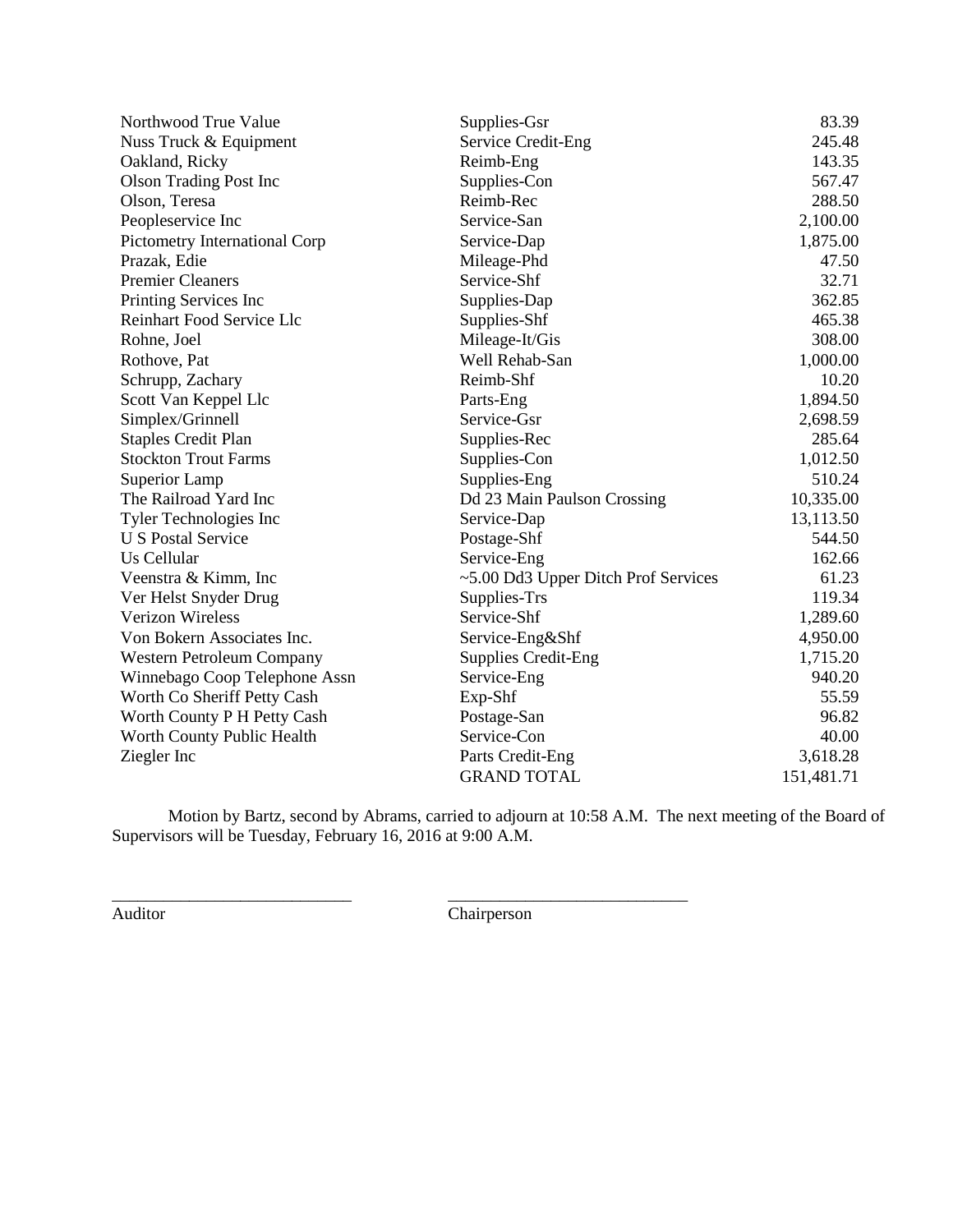| | | |
|---|---|---|
| Northwood True Value | Supplies-Gsr | 83.39 |
| Nuss Truck & Equipment | Service Credit-Eng | 245.48 |
| Oakland, Ricky | Reimb-Eng | 143.35 |
| Olson Trading Post Inc | Supplies-Con | 567.47 |
| Olson, Teresa | Reimb-Rec | 288.50 |
| Peopleservice Inc | Service-San | 2,100.00 |
| Pictometry International Corp | Service-Dap | 1,875.00 |
| Prazak, Edie | Mileage-Phd | 47.50 |
| Premier Cleaners | Service-Shf | 32.71 |
| Printing Services Inc | Supplies-Dap | 362.85 |
| Reinhart Food Service Llc | Supplies-Shf | 465.38 |
| Rohne, Joel | Mileage-It/Gis | 308.00 |
| Rothove, Pat | Well Rehab-San | 1,000.00 |
| Schrupp, Zachary | Reimb-Shf | 10.20 |
| Scott Van Keppel Llc | Parts-Eng | 1,894.50 |
| Simplex/Grinnell | Service-Gsr | 2,698.59 |
| Staples Credit Plan | Supplies-Rec | 285.64 |
| Stockton Trout Farms | Supplies-Con | 1,012.50 |
| Superior Lamp | Supplies-Eng | 510.24 |
| The Railroad Yard Inc | Dd 23 Main Paulson Crossing | 10,335.00 |
| Tyler Technologies Inc | Service-Dap | 13,113.50 |
| U S Postal Service | Postage-Shf | 544.50 |
| Us Cellular | Service-Eng | 162.66 |
| Veenstra & Kimm, Inc | ~5.00 Dd3 Upper Ditch Prof Services | 61.23 |
| Ver Helst Snyder Drug | Supplies-Trs | 119.34 |
| Verizon Wireless | Service-Shf | 1,289.60 |
| Von Bokern Associates Inc. | Service-Eng&Shf | 4,950.00 |
| Western Petroleum Company | Supplies Credit-Eng | 1,715.20 |
| Winnebago Coop Telephone Assn | Service-Eng | 940.20 |
| Worth Co Sheriff Petty Cash | Exp-Shf | 55.59 |
| Worth County P H Petty Cash | Postage-San | 96.82 |
| Worth County Public Health | Service-Con | 40.00 |
| Ziegler Inc | Parts Credit-Eng | 3,618.28 |
| | GRAND TOTAL | 151,481.71 |

Motion by Bartz, second by Abrams, carried to adjourn at 10:58 A.M. The next meeting of the Board of Supervisors will be Tuesday, February 16, 2016 at 9:00 A.M.

\_\_\_\_\_\_\_\_\_\_\_\_\_\_\_\_\_\_\_\_\_\_\_\_\_\_\_\_ \_\_\_\_\_\_\_\_\_\_\_\_\_\_\_\_\_\_\_\_\_\_\_\_\_\_\_\_

Auditor Chairperson